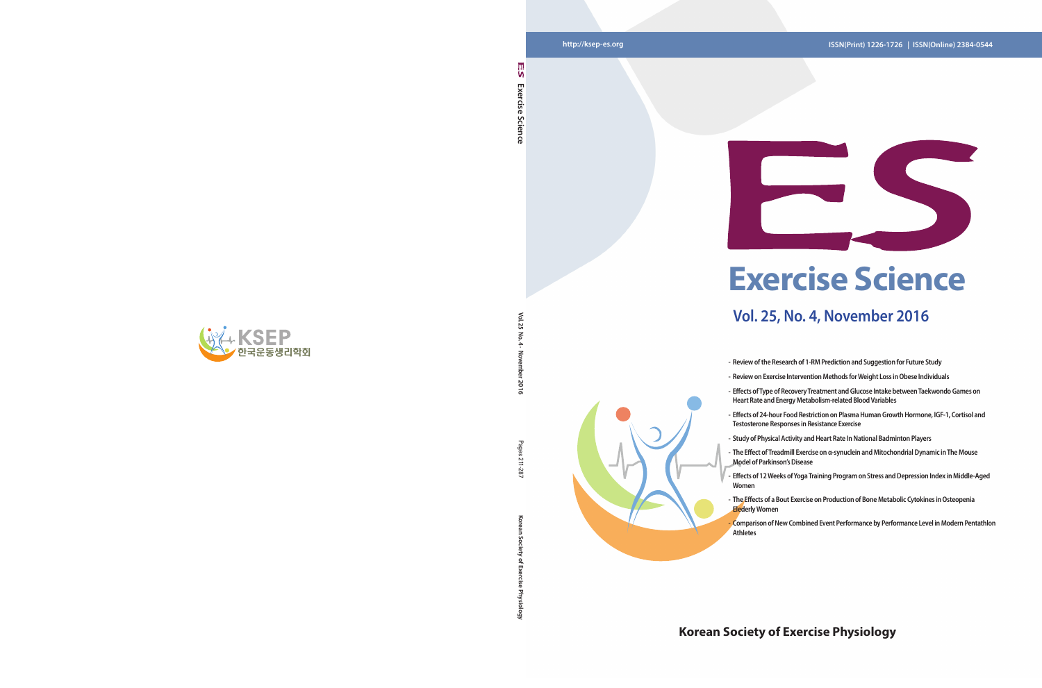http://ksep-es.org

ISSN(Print) 1226-1726 | ISSN(Online) 2384-0544

# ES

# Exercise Science

## Vol. 25, No. 4, November 2016

- Review of the Research of 1-RM Prediction and Suggestion for Future Study
- Review on Exercise Intervention Methods for Weight Loss in Obese Individuals
- Effects of Type of Recovery Treatment and Glucose Intake between Taekwondo Games on Heart Rate and Energy Metabolism-related Blood Variables
- Effects of 24-hour Food Restriction on Plasma Human Growth Hormone, IGF-1, Cortisol and Testosterone Responses in Resistance Exercise
- Study of Physical Activity and Heart Rate In National Badminton Players
- The Effect of Treadmill Exercise on α-synuclein and Mitochondrial Dynamic in The Mouse Model of Parkinson's Disease
- Effects of 12 Weeks of Yoga Training Program on Stress and Depression Index in Middle-Aged Women
- The Effects of a Bout Exercise on Production of Bone Metabolic Cytokines in Osteopenia Elederly Women
- Comparison of New Combined Event Performance by Performance Level in Modern Pentathlon Athletes

**Korean Society of Exercise Physiology**

ES Exercise Science | Vol.25 No.4 · November 2016 | Pages 211-287 | Korean Society of Exercise Physiology

KSEP
한국운동생리학회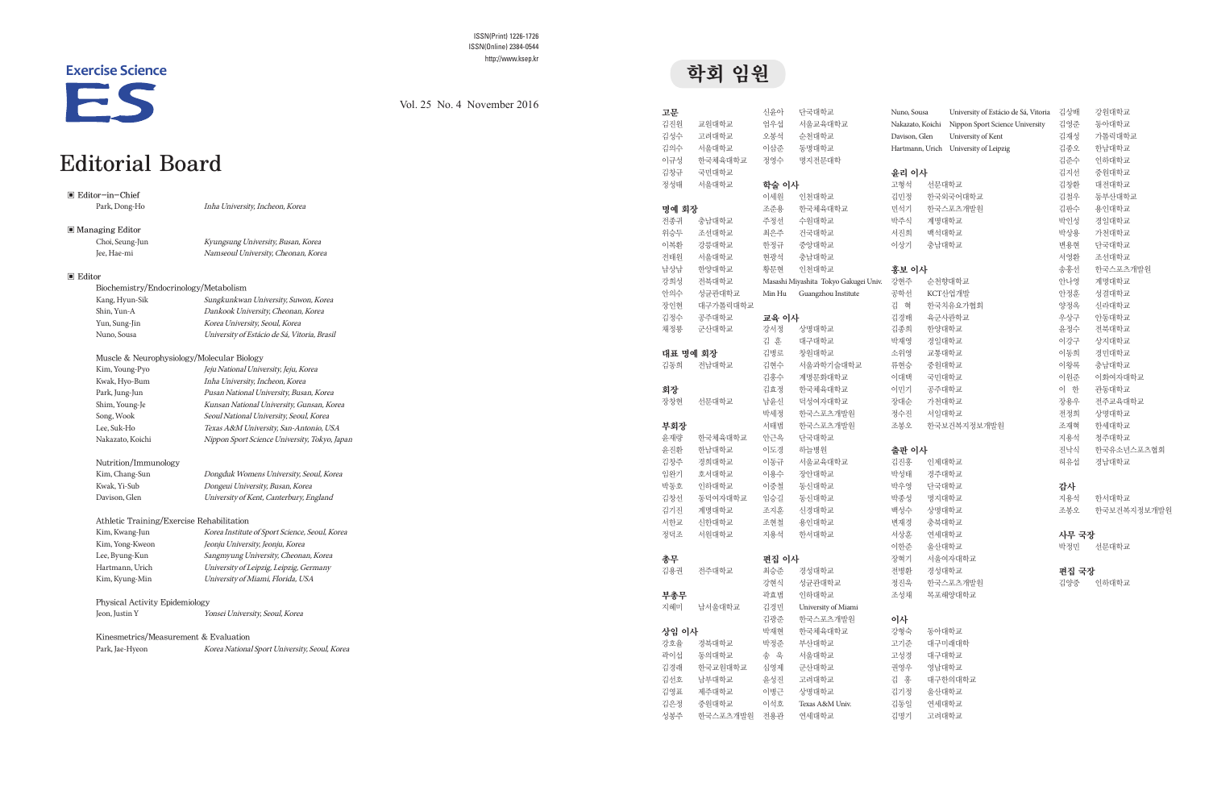ISSN(Print) 1226-1726
ISSN(Online) 2384-0544
http://www.ksep.kr

Exercise Science

Vol. 25 No. 4 November 2016

# Editorial Board

■ Editor-in-Chief

| | |
|---|---|
| Park, Dong-Ho | *Inha University, Incheon, Korea* |

■ Managing Editor

| | |
|---|---|
| Choi, Seung-Jun | *Kyungsung University, Busan, Korea* |
| Jee, Hae-mi | *Namseoul University, Cheonan, Korea* |

■ Editor

Biochemistry/Endocrinology/Metabolism

| | |
|---|---|
| Kang, Hyun-Sik | *Sungkunkwan University, Suwon, Korea* |
| Shin, Yun-A | *Dankook University, Cheonan, Korea* |
| Yun, Sung-Jin | *Korea University, Seoul, Korea* |
| Nuno, Sousa | *University of Estácio de Sá, Vitoria, Brasil* |

Muscle & Neurophysiology/Molecular Biology

| | |
|---|---|
| Kim, Young-Pyo | *Jeju National University, Jeju, Korea* |
| Kwak, Hyo-Bum | *Inha University, Incheon, Korea* |
| Park, Jung-Jun | *Pusan National University, Busan, Korea* |
| Shim, Young-Je | *Kunsan National University, Gunsan, Korea* |
| Song, Wook | *Seoul National University, Seoul, Korea* |
| Lee, Suk-Ho | *Texas A&M University, San-Antonio, USA* |
| Nakazato, Koichi | *Nippon Sport Science University, Tokyo, Japan* |

Nutrition/Immunology

| | |
|---|---|
| Kim, Chang-Sun | *Dongduk Womens University, Seoul, Korea* |
| Kwak, Yi-Sub | *Dongeui University, Busan, Korea* |
| Davison, Glen | *University of Kent, Canterbury, England* |

Athletic Training/Exercise Rehabilitation

| | |
|---|---|
| Kim, Kwang-Jun | *Korea Institute of Sport Science, Seoul, Korea* |
| Kim, Yong-Kweon | *Jeonju University, Jeonju, Korea* |
| Lee, Byung-Kun | *Sangmyung University, Cheonan, Korea* |
| Hartmann, Urich | *University of Leipzig, Leipzig, Germany* |
| Kim, Kyung-Min | *University of Miami, Florida, USA* |

Physical Activity Epidemiology

| | |
|---|---|
| Jeon, Justin Y | *Yonsei University, Seoul, Korea* |

Kinesmetrics/Measurement & Evaluation

| | |
|---|---|
| Park, Jae-Hyeon | *Korea National Sport University, Seoul, Korea* |

# 학회 임원

**고문**

| | |
|---|---|
| 김진원 | 교원대학교 |
| 김성수 | 고려대학교 |
| 김의수 | 서울대학교 |
| 이규성 | 한국체육대학교 |
| 김창규 | 국민대학교 |
| 정성태 | 서울대학교 |

**명예 회장**

| | |
|---|---|
| 전종귀 | 충남대학교 |
| 위승두 | 조선대학교 |
| 이복환 | 강릉대학교 |
| 전태원 | 서울대학교 |
| 남상남 | 한양대학교 |
| 강희성 | 전북대학교 |
| 안의수 | 성균관대학교 |
| 장인현 | 대구가톨릭대학교 |
| 김정수 | 공주대학교 |
| 채정룡 | 군산대학교 |

**대표 명예 회장**

| | |
|---|---|
| 김동희 | 전남대학교 |

**회장**

| | |
|---|---|
| 장창현 | 선문대학교 |

**부회장**

| | |
|---|---|
| 윤재량 | 한국체육대학교 |
| 유진환 | 한남대학교 |
| 김창주 | 경희대학교 |
| 임완기 | 호서대학교 |
| 박동호 | 인하대학교 |
| 김정선 | 동덕여자대학교 |
| 김기진 | 계명대학교 |
| 서한교 | 신한대학교 |
| 정덕조 | 서원대학교 |

**총무**

| | |
|---|---|
| 김용권 | 전주대학교 |

**부총무**

| | |
|---|---|
| 지혜미 | 남서울대학교 |

**상임 이사**

| | |
|---|---|
| 강호율 | 경북대학교 |
| 곽이섭 | 동의대학교 |
| 김경래 | 한국교원대학교 |
| 김선호 | 남부대학교 |
| 김영표 | 제주대학교 |
| 김은정 | 중원대학교 |
| 성봉주 | 한국스포츠개발원 |
| 신윤아 | 단국대학교 |
| 엄우섭 | 서울교육대학교 |
| 오봉석 | 순천대학교 |
| 이삼준 | 동명대학교 |
| 정영수 | 명지전문대학 |

**학술 이사**

| | |
|---|---|
| 이세원 | 인천대학교 |
| 조준용 | 한국체육대학교 |
| 주정선 | 수원대학교 |
| 최은주 | 건국대학교 |
| 한정규 | 중앙대학교 |
| 현광석 | 충남대학교 |
| 황문현 | 인천대학교 |
| Masashi Miyashita | Tokyo Gakugei Univ. |
| Min Hu | Guangzhou Institute |

**교육 이사**

| | |
|---|---|
| 강서정 | 상명대학교 |
| 김 훈 | 대구대학교 |
| 김병로 | 창원대학교 |
| 김현수 | 서울과학기술대학교 |
| 김홍수 | 계명문화대학교 |
| 김효정 | 한국체육대학교 |
| 남윤신 | 덕성여자대학교 |
| 박세정 | 한국스포츠개발원 |
| 서태범 | 한국스포츠개발원 |
| 안근옥 | 단국대학교 |
| 이도경 | 하늘병원 |
| 이동규 | 서울교육대학교 |
| 이용수 | 장안대학교 |
| 이종철 | 동신대학교 |
| 임승길 | 동신대학교 |
| 조지훈 | 신경대학교 |
| 조현철 | 용인대학교 |
| 지용석 | 한서대학교 |

**편집 이사**

| | |
|---|---|
| 최승준 | 경성대학교 |
| 강현식 | 성균관대학교 |
| 곽효범 | 인하대학교 |
| 김경민 | University of Miami |
| 김광준 | 한국스포츠개발원 |
| 박재현 | 한국체육대학교 |
| 박정준 | 부산대학교 |
| 송 욱 | 서울대학교 |
| 심영제 | 군산대학교 |
| 윤성진 | 고려대학교 |
| 이병근 | 상명대학교 |
| 이석호 | Texas A&M Univ. |
| 전용관 | 연세대학교 |
| Nuno, Sousa | University of Estácio de Sá, Vitoria |
| Nakazato, Koichi | Nippon Sport Science University |
| Davison, Glen | University of Kent |
| Hartmann, Urich | University of Leipzig |

**윤리 이사**

| | |
|---|---|
| 고형석 | 선문대학교 |
| 김민정 | 한국외국어대학교 |
| 민석기 | 한국스포츠개발원 |
| 박주식 | 계명대학교 |
| 서석희 | 백석대학교 |
| 이상기 | 충남대학교 |

**홍보 이사**

| | |
|---|---|
| 강현주 | 순천향대학교 |
| 공학선 | KCT산업개발 |
| 김 혁 | 한국치유요가협회 |
| 김경배 | 육군사관학교 |
| 김종희 | 한양대학교 |
| 박재영 | 경일대학교 |
| 소위영 | 교통대학교 |
| 류현승 | 중원대학교 |
| 이대택 | 국민대학교 |
| 이민기 | 공주대학교 |
| 장대순 | 가천대학교 |
| 정수진 | 서일대학교 |
| 조봉오 | 한국보건복지정보개발원 |

**출판 이사**

| | |
|---|---|
| 김진홍 | 인제대학교 |
| 박성태 | 경주대학교 |
| 박우영 | 단국대학교 |
| 박종성 | 명지대학교 |
| 백성수 | 상명대학교 |
| 변재경 | 충북대학교 |
| 서상훈 | 연세대학교 |
| 이현준 | 울산대학교 |
| 장혁기 | 서울여자대학교 |
| 전병환 | 경성대학교 |
| 정진욱 | 한국스포츠개발원 |
| 조성채 | 목포해양대학교 |

**이사**

| | |
|---|---|
| 강형숙 | 동아대학교 |
| 고기준 | 대구미래대학 |
| 고성경 | 대구대학교 |
| 권영우 | 영남대학교 |
| 김 홍 | 대구한의대학교 |
| 김기정 | 울산대학교 |
| 김동일 | 연세대학교 |
| 김명기 | 고려대학교 |
| 김상배 | 강원대학교 |
| 김영준 | 동아대학교 |
| 김재성 | 가톨릭대학교 |
| 김종오 | 한남대학교 |
| 김준수 | 인하대학교 |
| 김지선 | 중원대학교 |
| 김창환 | 대전대학교 |
| 김철우 | 동부산대학교 |
| 김판수 | 용인대학교 |
| 박인성 | 경일대학교 |
| 박상용 | 가천대학교 |
| 변용현 | 단국대학교 |
| 서영환 | 조선대학교 |
| 송홍선 | 한국스포츠개발원 |
| 안나영 | 계명대학교 |
| 안정훈 | 성결대학교 |
| 양정옥 | 신라대학교 |
| 우상구 | 안동대학교 |
| 윤정수 | 전북대학교 |
| 이강구 | 상지대학교 |
| 이동희 | 경민대학교 |
| 이왕록 | 충남대학교 |
| 이원준 | 이화여자대학교 |
| 이 한 | 관동대학교 |
| 장용우 | 전주교육대학교 |
| 전정희 | 상명대학교 |
| 조재혁 | 한세대학교 |
| 지용석 | 청주대학교 |
| 진낙식 | 한국유소년스포츠협회 |
| 허유섭 | 경남대학교 |

**감사**

| | |
|---|---|
| 지용석 | 한서대학교 |
| 조봉오 | 한국보건복지정보개발원 |

**사무 국장**

| | |
|---|---|
| 박정민 | 선문대학교 |

**편집 국장**

| | |
|---|---|
| 김양중 | 인하대학교 |